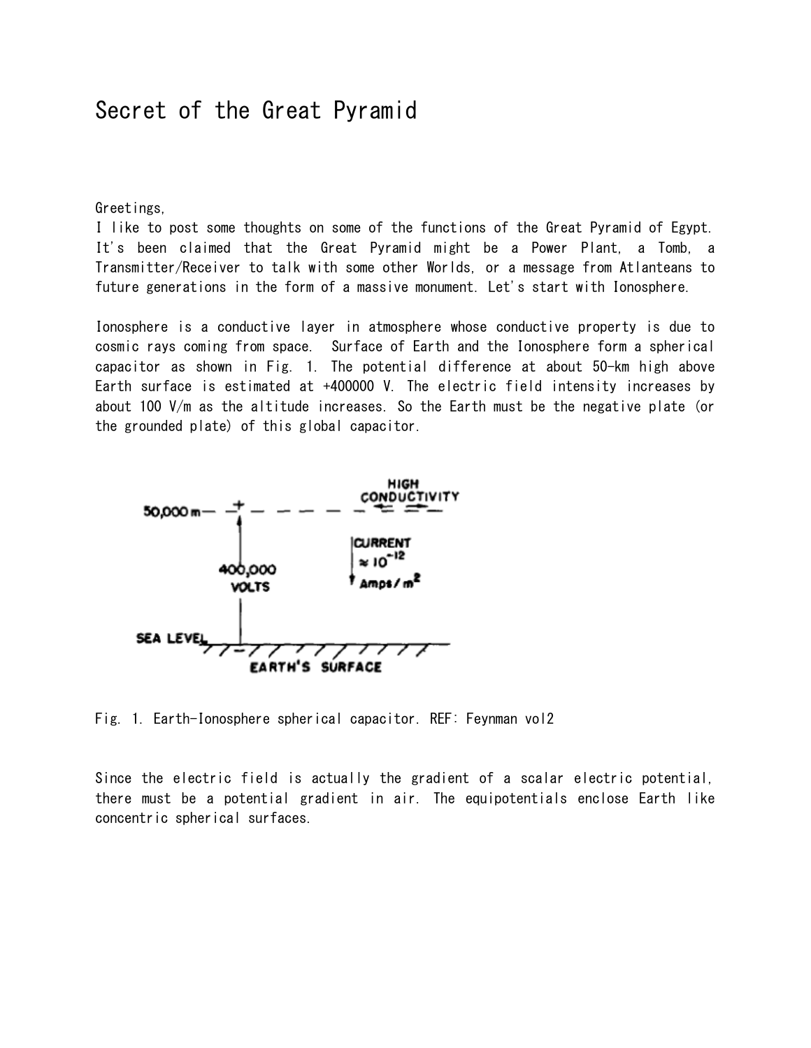# Secret of the Great Pyramid

Greetings,
I like to post some thoughts on some of the functions of the Great Pyramid of Egypt. It's been claimed that the Great Pyramid might be a Power Plant, a Tomb, a Transmitter/Receiver to talk with some other Worlds, or a message from Atlanteans to future generations in the form of a massive monument. Let's start with Ionosphere.

Ionosphere is a conductive layer in atmosphere whose conductive property is due to cosmic rays coming from space. Surface of Earth and the Ionosphere form a spherical capacitor as shown in Fig. 1. The potential difference at about 50-km high above Earth surface is estimated at +400000 V. The electric field intensity increases by about 100 V/m as the altitude increases. So the Earth must be the negative plate (or the grounded plate) of this global capacitor.

HIGH CONDUCTIVITY

50,000 m

400,000 VOLTS

CURRENT $\approx 10^{-12}$ Amps/m$^2$

SEA LEVEL

EARTH'S SURFACE

Fig. 1. Earth-Ionosphere spherical capacitor. REF: Feynman vol2

Since the electric field is actually the gradient of a scalar electric potential, there must be a potential gradient in air. The equipotentials enclose Earth like concentric spherical surfaces.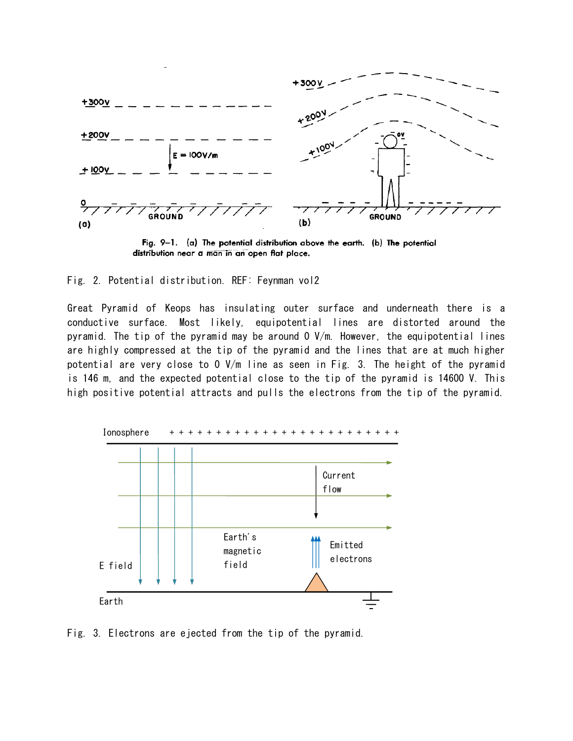Fig. 2. Potential distribution. REF: Feynman vol2

Great Pyramid of Keops has insulating outer surface and underneath there is a conductive surface. Most likely, equipotential lines are distorted around the pyramid. The tip of the pyramid may be around 0 V/m. However, the equipotential lines are highly compressed at the tip of the pyramid and the lines that are at much higher potential are very close to 0 V/m line as seen in Fig. 3. The height of the pyramid is 146 m, and the expected potential close to the tip of the pyramid is 14600 V. This high positive potential attracts and pulls the electrons from the tip of the pyramid.

Fig. 3. Electrons are ejected from the tip of the pyramid.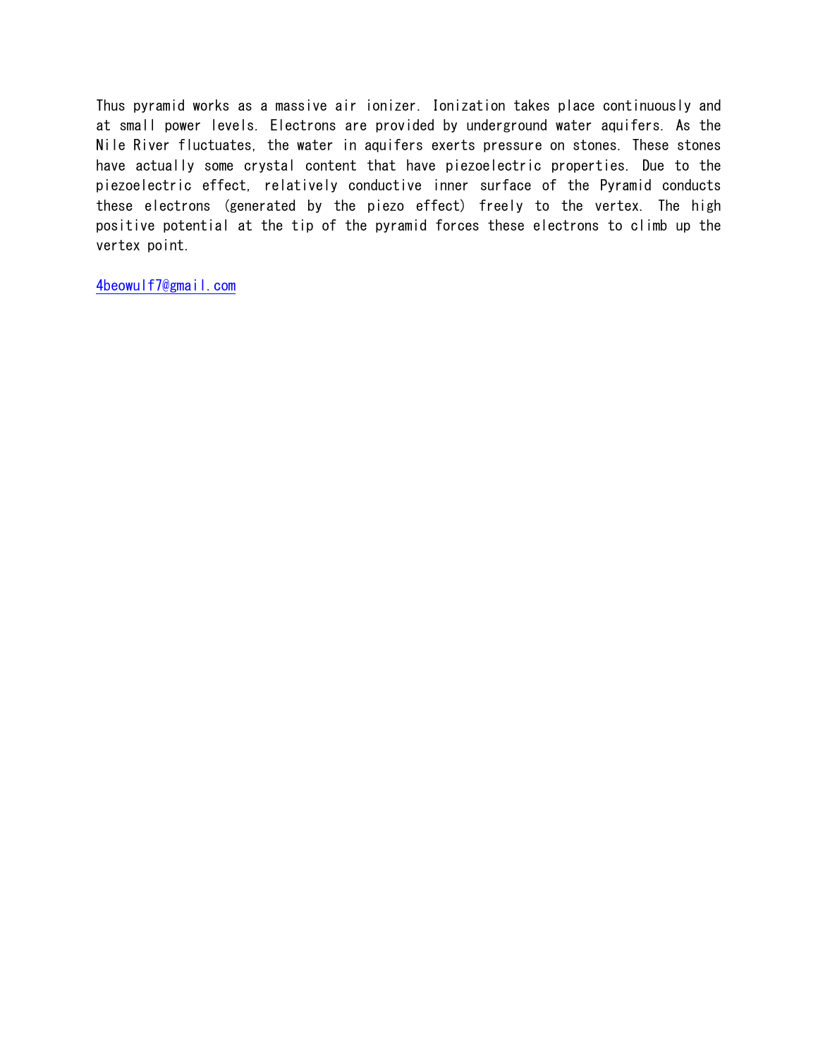Thus pyramid works as a massive air ionizer. Ionization takes place continuously and at small power levels. Electrons are provided by underground water aquifers. As the Nile River fluctuates, the water in aquifers exerts pressure on stones. These stones have actually some crystal content that have piezoelectric properties. Due to the piezoelectric effect, relatively conductive inner surface of the Pyramid conducts these electrons (generated by the piezo effect) freely to the vertex. The high positive potential at the tip of the pyramid forces these electrons to climb up the vertex point.

4beowulf7@gmail.com